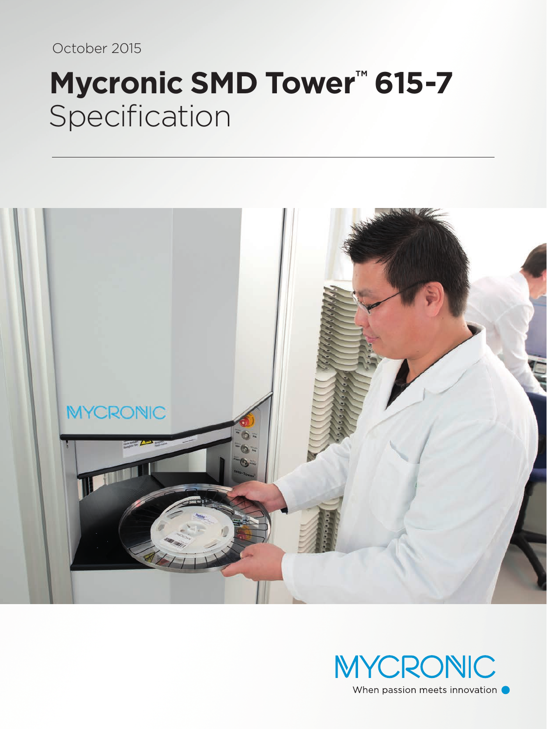October 2015

# Mycronic SMD Tower™ 615-7 Specification

MYCRONIC

When passion meets innovation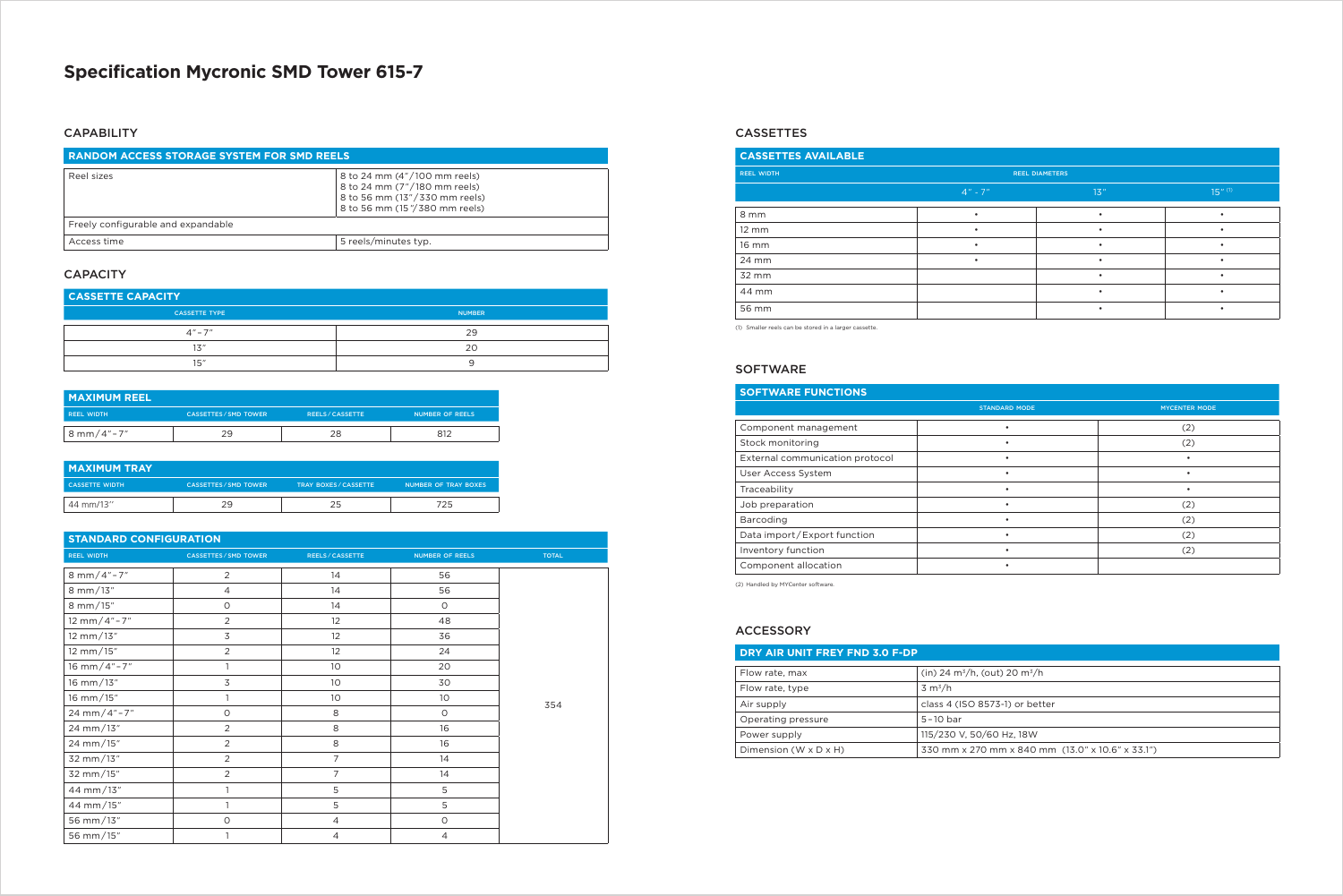# Specification Mycronic SMD Tower 615-7

## CAPABILITY

| RANDOM ACCESS STORAGE SYSTEM FOR SMD REELS | |
|---|---|
| Reel sizes | 8 to 24 mm (4″/100 mm reels)<br>8 to 24 mm (7″/180 mm reels)<br>8 to 56 mm (13″/330 mm reels)<br>8 to 56 mm (15″/380 mm reels) |
| Freely configurable and expandable | |
| Access time | 5 reels/minutes typ. |

## CAPACITY

| CASSETTE CAPACITY | |
|---|---|
| CASSETTE TYPE | NUMBER |
| 4″ – 7″ | 29 |
| 13″ | 20 |
| 15″ | 9 |

| MAXIMUM REEL | | | |
|---|---|---|---|
| REEL WIDTH | CASSETTES / SMD TOWER | REELS / CASSETTE | NUMBER OF REELS |
| 8 mm / 4″ – 7″ | 29 | 28 | 812 |

| MAXIMUM TRAY | | | |
|---|---|---|---|
| CASSETTE WIDTH | CASSETTES / SMD TOWER | TRAY BOXES / CASSETTE | NUMBER OF TRAY BOXES |
| 44 mm/13″ | 29 | 25 | 725 |

| STANDARD CONFIGURATION | | | | |
|---|---|---|---|---|
| REEL WIDTH | CASSETTES / SMD TOWER | REELS / CASSETTE | NUMBER OF REELS | TOTAL |
| 8 mm / 4″ – 7″ | 2 | 14 | 56 | 354 |
| 8 mm / 13″ | 4 | 14 | 56 | |
| 8 mm / 15″ | 0 | 14 | 0 | |
| 12 mm / 4″ – 7″ | 2 | 12 | 48 | |
| 12 mm / 13″ | 3 | 12 | 36 | |
| 12 mm / 15″ | 2 | 12 | 24 | |
| 16 mm / 4″ – 7″ | 1 | 10 | 20 | |
| 16 mm / 13″ | 3 | 10 | 30 | |
| 16 mm / 15″ | 1 | 10 | 10 | |
| 24 mm / 4″ – 7″ | 0 | 8 | 0 | |
| 24 mm / 13″ | 2 | 8 | 16 | |
| 24 mm / 15″ | 2 | 8 | 16 | |
| 32 mm / 13″ | 2 | 7 | 14 | |
| 32 mm / 15″ | 2 | 7 | 14 | |
| 44 mm / 13″ | 1 | 5 | 5 | |
| 44 mm / 15″ | 1 | 5 | 5 | |
| 56 mm / 13″ | 0 | 4 | 0 | |
| 56 mm / 15″ | 1 | 4 | 4 | |

## CASSETTES

| CASSETTES AVAILABLE | | | |
|---|---|---|---|
| REEL WIDTH | REEL DIAMETERS | | |
| | 4″ – 7″ | 13″ | 15″ (1) |
| 8 mm | • | • | • |
| 12 mm | • | • | • |
| 16 mm | • | • | • |
| 24 mm | • | • | • |
| 32 mm | | • | • |
| 44 mm | | • | • |
| 56 mm | | • | • |

(1) Smaller reels can be stored in a larger cassette.

## SOFTWARE

| SOFTWARE FUNCTIONS | | |
|---|---|---|
| | STANDARD MODE | MYCENTER MODE |
| Component management | • | (2) |
| Stock monitoring | • | (2) |
| External communication protocol | • | • |
| User Access System | • | • |
| Traceability | • | • |
| Job preparation | • | (2) |
| Barcoding | • | (2) |
| Data import / Export function | • | (2) |
| Inventory function | • | (2) |
| Component allocation | • | |

(2) Handled by MYCenter software.

## ACCESSORY

| DRY AIR UNIT FREY FND 3.0 F-DP | |
|---|---|
| Flow rate, max | (in) 24 $m^3$/h, (out) 20 $m^3$/h |
| Flow rate, type | 3 $m^3$/h |
| Air supply | class 4 (ISO 8573-1) or better |
| Operating pressure | 5–10 bar |
| Power supply | 115/230 V, 50/60 Hz, 18W |
| Dimension (W x D x H) | 330 mm x 270 mm x 840 mm (13.0″ x 10.6″ x 33.1″) |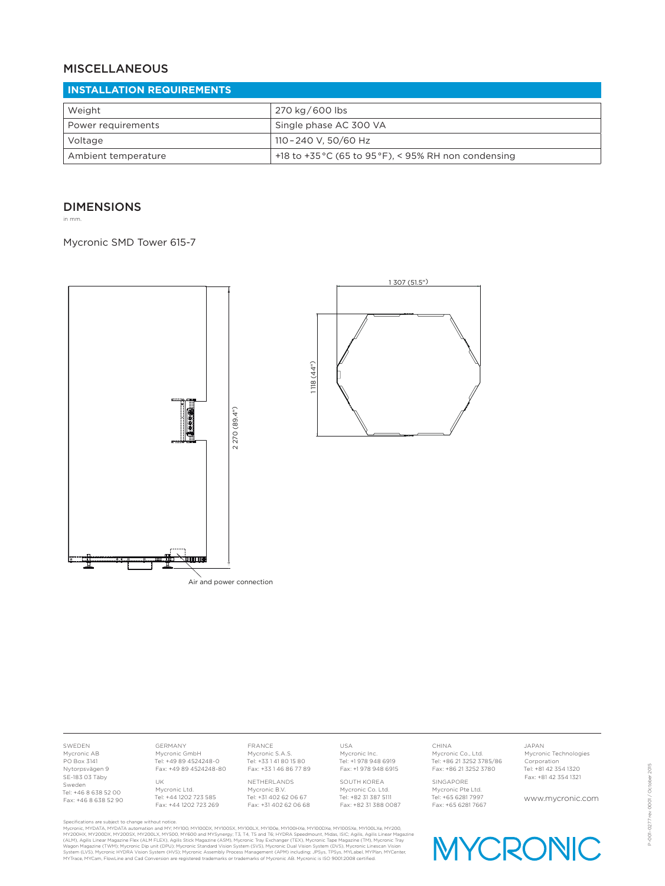## MISCELLANEOUS

| INSTALLATION REQUIREMENTS | |
|---|---|
| Weight | 270 kg / 600 lbs |
| Power requirements | Single phase AC 300 VA |
| Voltage | 110 – 240 V, 50/60 Hz |
| Ambient temperature | +18 to +35 °C (65 to 95 °F), < 95% RH non condensing |

## DIMENSIONS

in mm.

Mycronic SMD Tower 615-7

2 270 (89.4")

1 307 (51.5")

1 118 (44")

Air and power connection

SWEDEN
Mycronic AB
PO Box 3141
Nytorpsvägen 9
SE-183 03 Täby
Sweden
Tel: +46 8 638 52 00
Fax: +46 8 638 52 90

GERMANY
Mycronic GmbH
Tel: +49 89 4524248-0
Fax: +49 89 4524248-80

UK
Mycronic Ltd.
Tel: +44 1202 723 585
Fax: +44 1202 723 269

FRANCE
Mycronic S.A.S.
Tel: +33 1 41 80 15 80
Fax: +33 1 46 86 77 89

NETHERLANDS
Mycronic B.V.
Tel: +31 402 62 06 67
Fax: +31 402 62 06 68

USA
Mycronic Inc.
Tel: +1 978 948 6919
Fax: +1 978 948 6915

SOUTH KOREA
Mycronic Co. Ltd.
Tel: +82 31 387 5111
Fax: +82 31 388 0087

CHINA
Mycronic Co., Ltd.
Tel: +86 21 3252 3785/86
Fax: +86 21 3252 3780

SINGAPORE
Mycronic Pte Ltd.
Tel: +65 6281 7997
Fax: +65 6281 7667

JAPAN
Mycronic Technologies Corporation
Tel: +81 42 354 1320
Fax: +81 42 354 1321

www.mycronic.com

Specifications are subject to change without notice.
Mycronic, MYDATA, MYDATA automation and MY; MY100, MY100DX, MY100SX, MY100LX, MY100e, MY100HXe, MY100DXe, MY100SXe, MY100LXe, MY200, MY200HX, MY200DX, MY200SX, MY200LX, MY500, MY600 and MYSynergy; T3, T4, T5 and T6; HYDRA Speedmount, Midas, ISIC; Agilis, Agilis Linear Magazine (ALM), Agilis Linear Magazine Flex (ALM FLEX), Agilis Stick Magazine (ASM), Mycronic Tray Exchanger (TEX), Mycronic Tape Magazine (TM), Mycronic Tray Wagon Magazine (TWM); Mycronic Dip unit (DPU); Mycronic Standard Vision System (SVS), Mycronic Dual Vision System (DVS), Mycronic Linescan Vision System (LVS), Mycronic HYDRA Vision System (HVS); Mycronic Assembly Process Management (APM) including; JPSys, TPSys, MYLabel, MYPlan, MYCenter, MYTrace, MYCam, FlowLine and Cad Conversion are registered trademarks or trademarks of Mycronic AB. Mycronic is ISO 9001:2008 certified.

MYCRONIC

P-001-0277 rev 0001 / October 2015